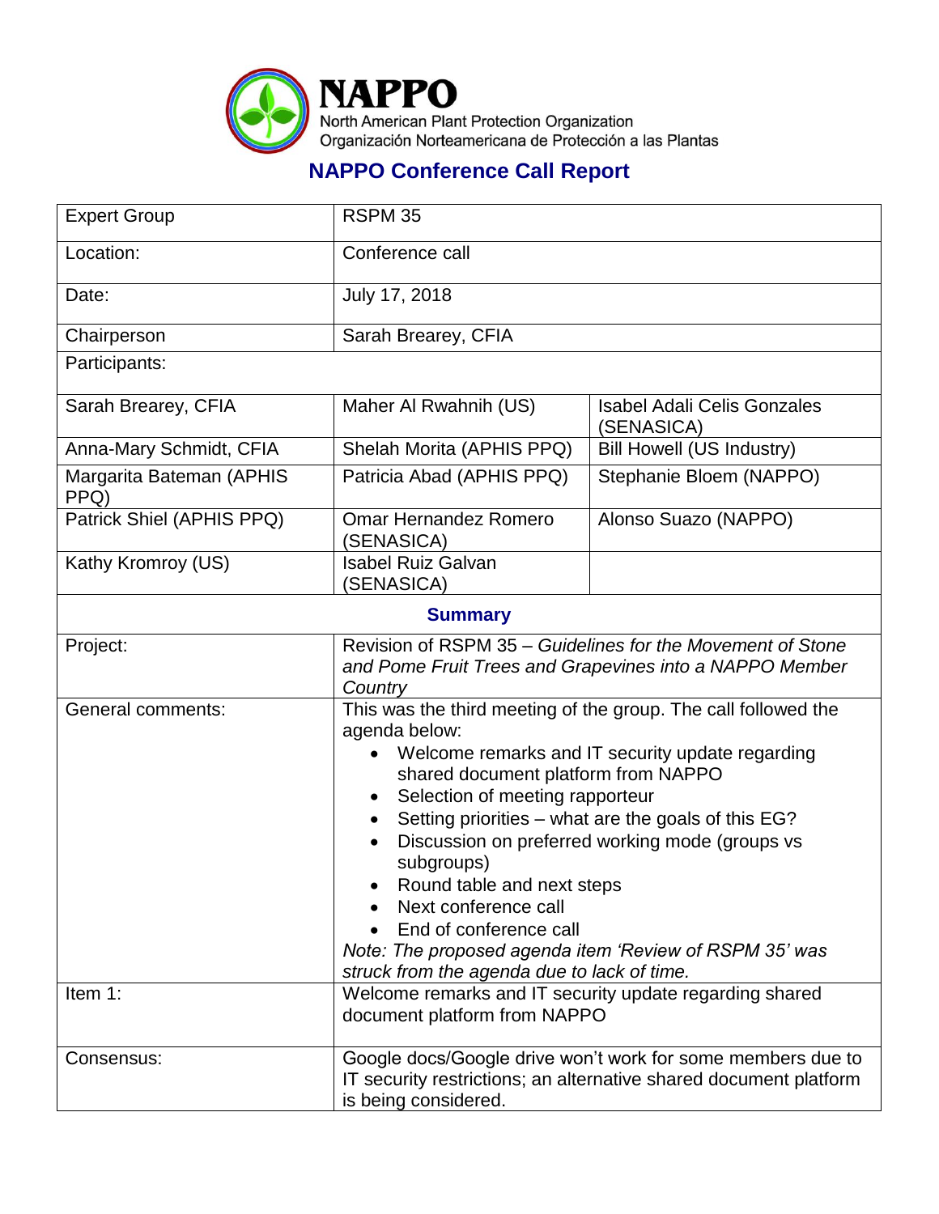# NAPPO

North American Plant Protection Organization
Organización Norteamericana de Protección a las Plantas

## NAPPO Conference Call Report

| Expert Group | RSPM 35 | |
|---|---|---|
| Location: | Conference call | |
| Date: | July 17, 2018 | |
| Chairperson | Sarah Brearey, CFIA | |
| Participants: | | |
| Sarah Brearey, CFIA | Maher Al Rwahnih (US) | Isabel Adali Celis Gonzales (SENASICA) |
| Anna-Mary Schmidt, CFIA | Shelah Morita (APHIS PPQ) | Bill Howell (US Industry) |
| Margarita Bateman (APHIS PPQ) | Patricia Abad (APHIS PPQ) | Stephanie Bloem (NAPPO) |
| Patrick Shiel (APHIS PPQ) | Omar Hernandez Romero (SENASICA) | Alonso Suazo (NAPPO) |
| Kathy Kromroy (US) | Isabel Ruiz Galvan (SENASICA) | |
| **Summary** | | |
| Project: | Revision of RSPM 35 – *Guidelines for the Movement of Stone and Pome Fruit Trees and Grapevines into a NAPPO Member Country* | |
| General comments: | This was the third meeting of the group. The call followed the agenda below:<br>• Welcome remarks and IT security update regarding shared document platform from NAPPO<br>• Selection of meeting rapporteur<br>• Setting priorities – what are the goals of this EG?<br>• Discussion on preferred working mode (groups vs subgroups)<br>• Round table and next steps<br>• Next conference call<br>• End of conference call<br>*Note: The proposed agenda item 'Review of RSPM 35' was struck from the agenda due to lack of time.* | |
| Item 1: | Welcome remarks and IT security update regarding shared document platform from NAPPO | |
| Consensus: | Google docs/Google drive won't work for some members due to IT security restrictions; an alternative shared document platform is being considered. | |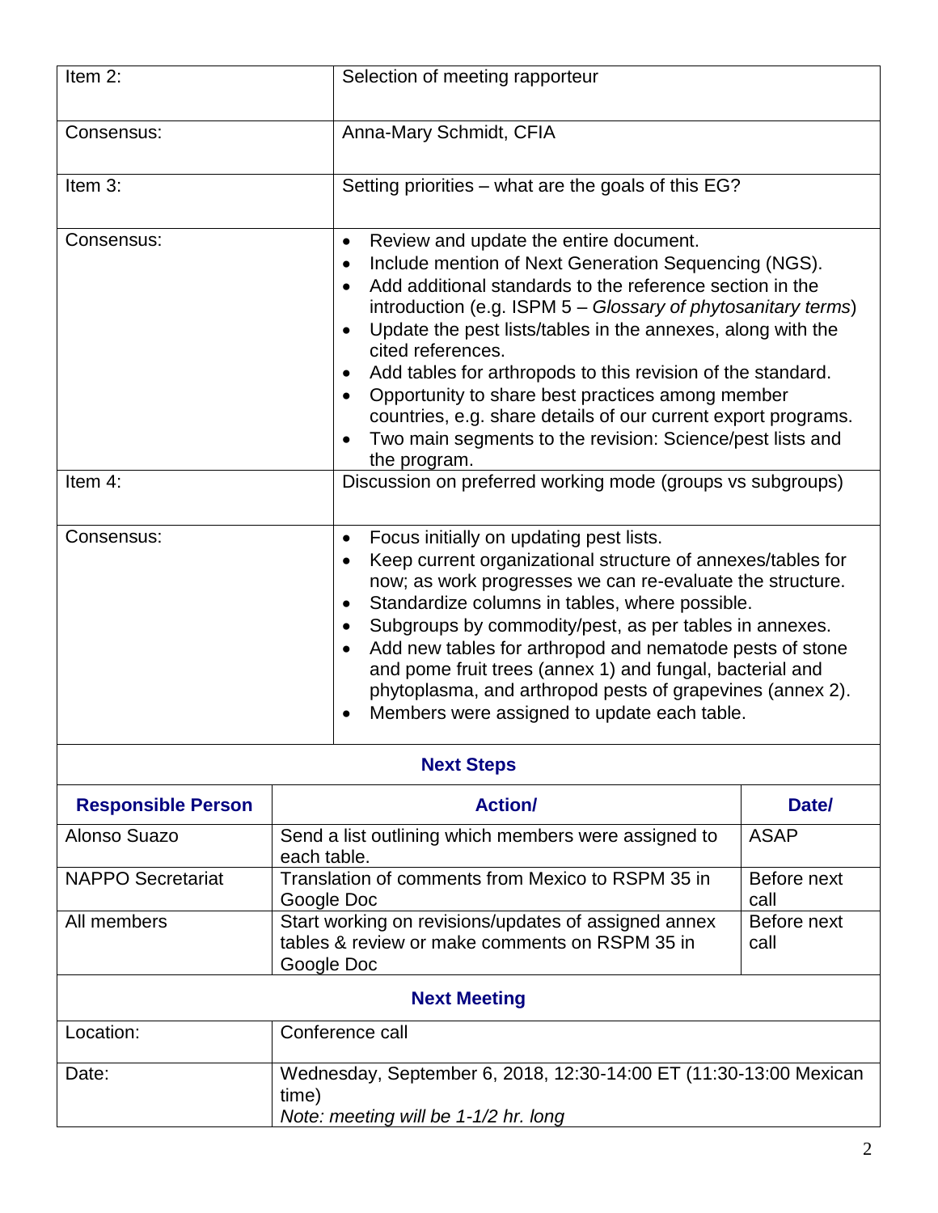| | |
|---|---|
| Item 2: | Selection of meeting rapporteur |
| Consensus: | Anna-Mary Schmidt, CFIA |
| Item 3: | Setting priorities – what are the goals of this EG? |
| Consensus: | • Review and update the entire document.<br>• Include mention of Next Generation Sequencing (NGS).<br>• Add additional standards to the reference section in the introduction (e.g. ISPM 5 – *Glossary of phytosanitary terms*)<br>• Update the pest lists/tables in the annexes, along with the cited references.<br>• Add tables for arthropods to this revision of the standard.<br>• Opportunity to share best practices among member countries, e.g. share details of our current export programs.<br>• Two main segments to the revision: Science/pest lists and the program. |
| Item 4: | Discussion on preferred working mode (groups vs subgroups) |
| Consensus: | • Focus initially on updating pest lists.<br>• Keep current organizational structure of annexes/tables for now; as work progresses we can re-evaluate the structure.<br>• Standardize columns in tables, where possible.<br>• Subgroups by commodity/pest, as per tables in annexes.<br>• Add new tables for arthropod and nematode pests of stone and pome fruit trees (annex 1) and fungal, bacterial and phytoplasma, and arthropod pests of grapevines (annex 2).<br>• Members were assigned to update each table. |

**Next Steps**

| Responsible Person | Action/ | Date/ |
|---|---|---|
| Alonso Suazo | Send a list outlining which members were assigned to each table. | ASAP |
| NAPPO Secretariat | Translation of comments from Mexico to RSPM 35 in Google Doc | Before next call |
| All members | Start working on revisions/updates of assigned annex tables & review or make comments on RSPM 35 in Google Doc | Before next call |

**Next Meeting**

| | |
|---|---|
| Location: | Conference call |
| Date: | Wednesday, September 6, 2018, 12:30-14:00 ET (11:30-13:00 Mexican time)<br>*Note: meeting will be 1-1/2 hr. long* |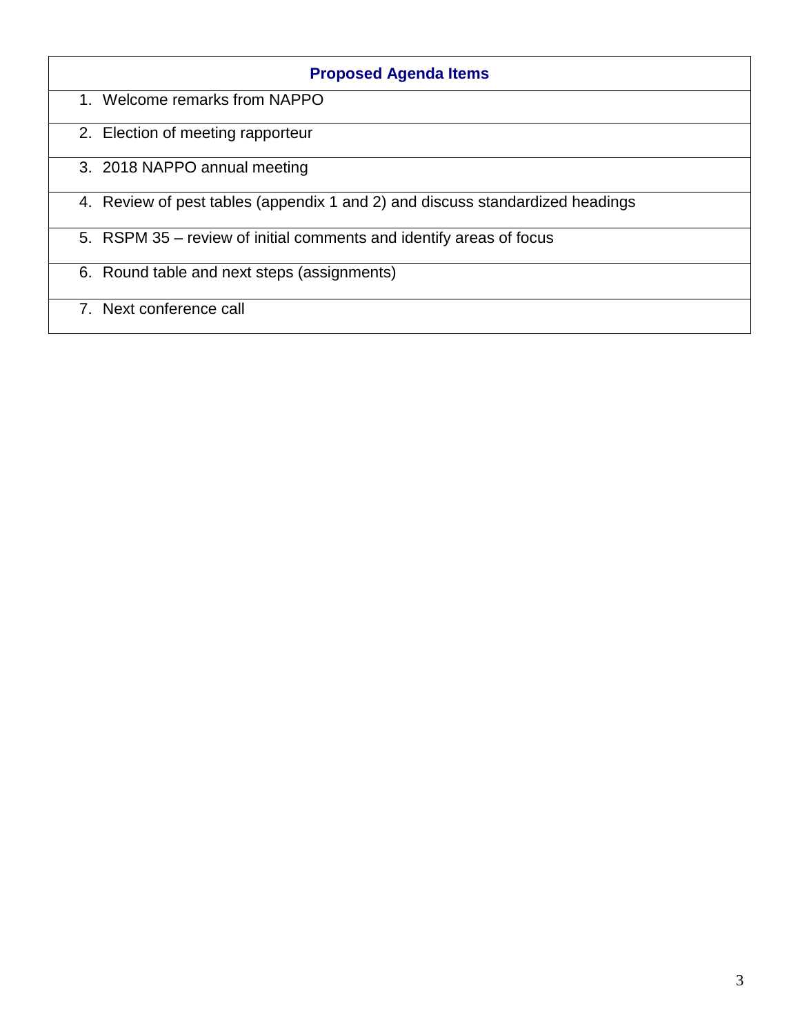| Proposed Agenda Items |
|---|
| 1. Welcome remarks from NAPPO |
| 2. Election of meeting rapporteur |
| 3. 2018 NAPPO annual meeting |
| 4. Review of pest tables (appendix 1 and 2) and discuss standardized headings |
| 5. RSPM 35 – review of initial comments and identify areas of focus |
| 6. Round table and next steps (assignments) |
| 7. Next conference call |